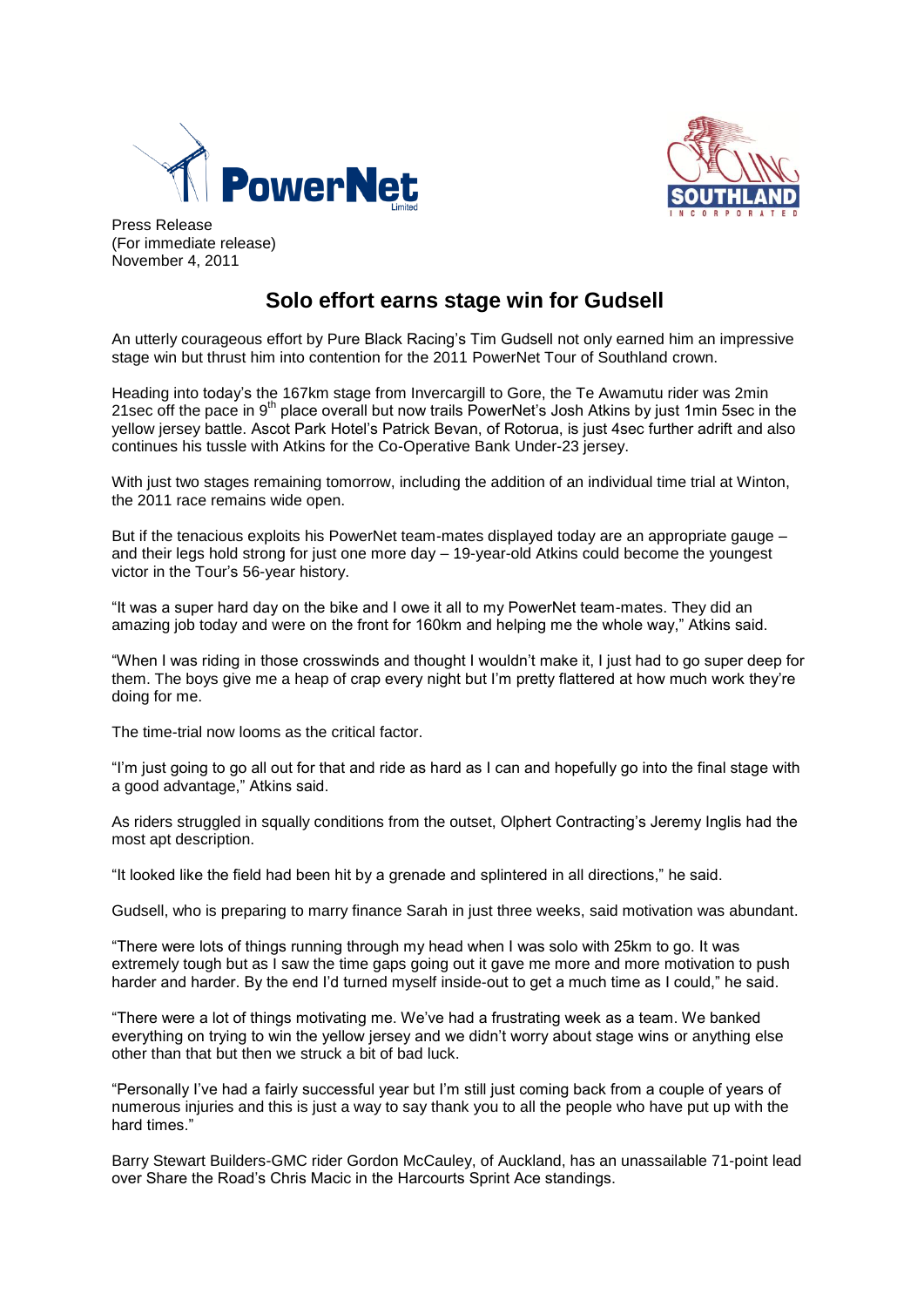Press Release
(For immediate release)
November 4, 2011

# Solo effort earns stage win for Gudsell

An utterly courageous effort by Pure Black Racing's Tim Gudsell not only earned him an impressive stage win but thrust him into contention for the 2011 PowerNet Tour of Southland crown.

Heading into today's the 167km stage from Invercargill to Gore, the Te Awamutu rider was 2min 21sec off the pace in 9th place overall but now trails PowerNet's Josh Atkins by just 1min 5sec in the yellow jersey battle. Ascot Park Hotel's Patrick Bevan, of Rotorua, is just 4sec further adrift and also continues his tussle with Atkins for the Co-Operative Bank Under-23 jersey.

With just two stages remaining tomorrow, including the addition of an individual time trial at Winton, the 2011 race remains wide open.

But if the tenacious exploits his PowerNet team-mates displayed today are an appropriate gauge – and their legs hold strong for just one more day – 19-year-old Atkins could become the youngest victor in the Tour's 56-year history.

"It was a super hard day on the bike and I owe it all to my PowerNet team-mates. They did an amazing job today and were on the front for 160km and helping me the whole way," Atkins said.

"When I was riding in those crosswinds and thought I wouldn't make it, I just had to go super deep for them. The boys give me a heap of crap every night but I'm pretty flattered at how much work they're doing for me.

The time-trial now looms as the critical factor.

"I'm just going to go all out for that and ride as hard as I can and hopefully go into the final stage with a good advantage," Atkins said.

As riders struggled in squally conditions from the outset, Olphert Contracting's Jeremy Inglis had the most apt description.

"It looked like the field had been hit by a grenade and splintered in all directions," he said.

Gudsell, who is preparing to marry finance Sarah in just three weeks, said motivation was abundant.

"There were lots of things running through my head when I was solo with 25km to go. It was extremely tough but as I saw the time gaps going out it gave me more and more motivation to push harder and harder. By the end I'd turned myself inside-out to get a much time as I could," he said.

"There were a lot of things motivating me. We've had a frustrating week as a team. We banked everything on trying to win the yellow jersey and we didn't worry about stage wins or anything else other than that but then we struck a bit of bad luck.

"Personally I've had a fairly successful year but I'm still just coming back from a couple of years of numerous injuries and this is just a way to say thank you to all the people who have put up with the hard times."

Barry Stewart Builders-GMC rider Gordon McCauley, of Auckland, has an unassailable 71-point lead over Share the Road's Chris Macic in the Harcourts Sprint Ace standings.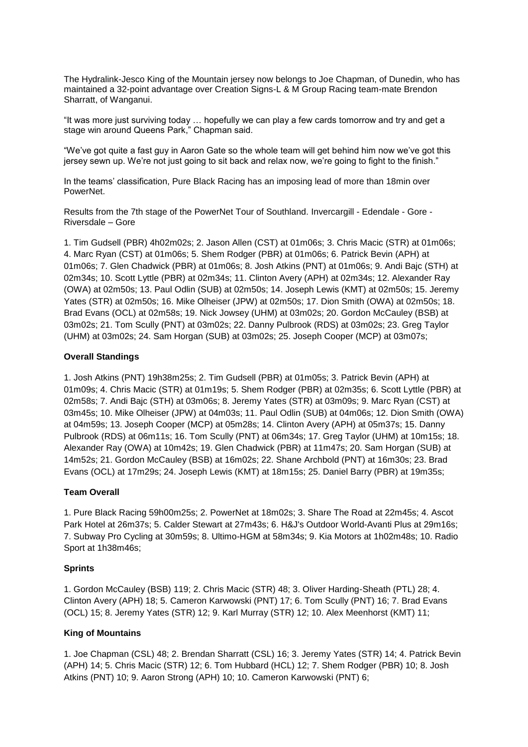The Hydralink-Jesco King of the Mountain jersey now belongs to Joe Chapman, of Dunedin, who has maintained a 32-point advantage over Creation Signs-L & M Group Racing team-mate Brendon Sharratt, of Wanganui.

"It was more just surviving today … hopefully we can play a few cards tomorrow and try and get a stage win around Queens Park," Chapman said.

"We've got quite a fast guy in Aaron Gate so the whole team will get behind him now we've got this jersey sewn up. We're not just going to sit back and relax now, we're going to fight to the finish."

In the teams' classification, Pure Black Racing has an imposing lead of more than 18min over PowerNet.

Results from the 7th stage of the PowerNet Tour of Southland. Invercargill - Edendale - Gore - Riversdale – Gore

1. Tim Gudsell (PBR) 4h02m02s; 2. Jason Allen (CST) at 01m06s; 3. Chris Macic (STR) at 01m06s; 4. Marc Ryan (CST) at 01m06s; 5. Shem Rodger (PBR) at 01m06s; 6. Patrick Bevin (APH) at 01m06s; 7. Glen Chadwick (PBR) at 01m06s; 8. Josh Atkins (PNT) at 01m06s; 9. Andi Bajc (STH) at 02m34s; 10. Scott Lyttle (PBR) at 02m34s; 11. Clinton Avery (APH) at 02m34s; 12. Alexander Ray (OWA) at 02m50s; 13. Paul Odlin (SUB) at 02m50s; 14. Joseph Lewis (KMT) at 02m50s; 15. Jeremy Yates (STR) at 02m50s; 16. Mike Olheiser (JPW) at 02m50s; 17. Dion Smith (OWA) at 02m50s; 18. Brad Evans (OCL) at 02m58s; 19. Nick Jowsey (UHM) at 03m02s; 20. Gordon McCauley (BSB) at 03m02s; 21. Tom Scully (PNT) at 03m02s; 22. Danny Pulbrook (RDS) at 03m02s; 23. Greg Taylor (UHM) at 03m02s; 24. Sam Horgan (SUB) at 03m02s; 25. Joseph Cooper (MCP) at 03m07s;

**Overall Standings**

1. Josh Atkins (PNT) 19h38m25s; 2. Tim Gudsell (PBR) at 01m05s; 3. Patrick Bevin (APH) at 01m09s; 4. Chris Macic (STR) at 01m19s; 5. Shem Rodger (PBR) at 02m35s; 6. Scott Lyttle (PBR) at 02m58s; 7. Andi Bajc (STH) at 03m06s; 8. Jeremy Yates (STR) at 03m09s; 9. Marc Ryan (CST) at 03m45s; 10. Mike Olheiser (JPW) at 04m03s; 11. Paul Odlin (SUB) at 04m06s; 12. Dion Smith (OWA) at 04m59s; 13. Joseph Cooper (MCP) at 05m28s; 14. Clinton Avery (APH) at 05m37s; 15. Danny Pulbrook (RDS) at 06m11s; 16. Tom Scully (PNT) at 06m34s; 17. Greg Taylor (UHM) at 10m15s; 18. Alexander Ray (OWA) at 10m42s; 19. Glen Chadwick (PBR) at 11m47s; 20. Sam Horgan (SUB) at 14m52s; 21. Gordon McCauley (BSB) at 16m02s; 22. Shane Archbold (PNT) at 16m30s; 23. Brad Evans (OCL) at 17m29s; 24. Joseph Lewis (KMT) at 18m15s; 25. Daniel Barry (PBR) at 19m35s;

**Team Overall**

1. Pure Black Racing 59h00m25s; 2. PowerNet at 18m02s; 3. Share The Road at 22m45s; 4. Ascot Park Hotel at 26m37s; 5. Calder Stewart at 27m43s; 6. H&J's Outdoor World-Avanti Plus at 29m16s; 7. Subway Pro Cycling at 30m59s; 8. Ultimo-HGM at 58m34s; 9. Kia Motors at 1h02m48s; 10. Radio Sport at 1h38m46s;

**Sprints**

1. Gordon McCauley (BSB) 119; 2. Chris Macic (STR) 48; 3. Oliver Harding-Sheath (PTL) 28; 4. Clinton Avery (APH) 18; 5. Cameron Karwowski (PNT) 17; 6. Tom Scully (PNT) 16; 7. Brad Evans (OCL) 15; 8. Jeremy Yates (STR) 12; 9. Karl Murray (STR) 12; 10. Alex Meenhorst (KMT) 11;

**King of Mountains**

1. Joe Chapman (CSL) 48; 2. Brendan Sharratt (CSL) 16; 3. Jeremy Yates (STR) 14; 4. Patrick Bevin (APH) 14; 5. Chris Macic (STR) 12; 6. Tom Hubbard (HCL) 12; 7. Shem Rodger (PBR) 10; 8. Josh Atkins (PNT) 10; 9. Aaron Strong (APH) 10; 10. Cameron Karwowski (PNT) 6;